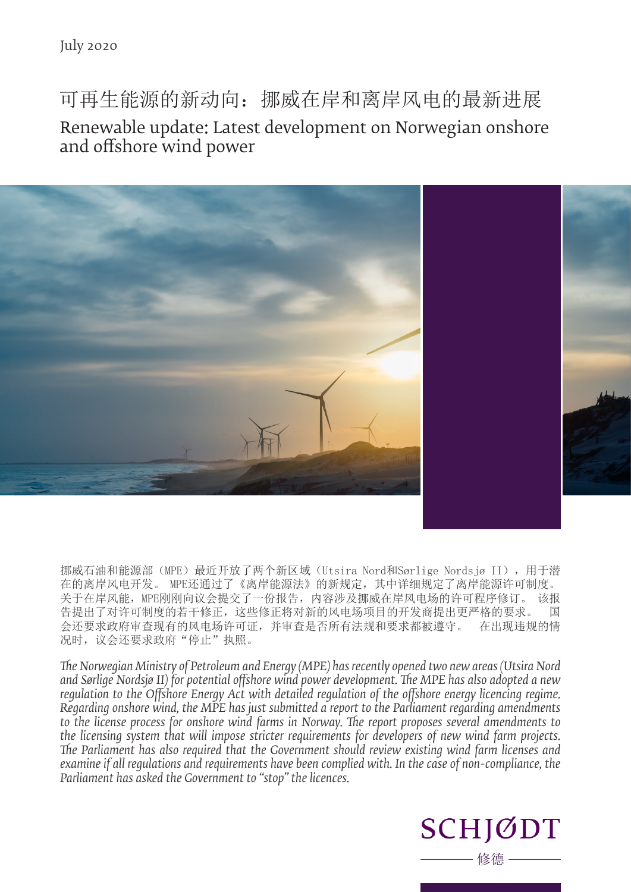July 2020

# 可再生能源的新动向：挪威在岸和离岸风电的最新进展

## Renewable update: Latest development on Norwegian onshore and offshore wind power

挪威石油和能源部（MPE）最近开放了两个新区域（Utsira Nord和Sørlige Nordsjø II），用于潜在的离岸风电开发。 MPE还通过了《离岸能源法》的新规定，其中详细规定了离岸能源许可制度。 关于在岸风能，MPE刚刚向议会提交了一份报告，内容涉及挪威在岸风电场的许可程序修订。 该报告提出了对许可制度的若干修正，这些修正将对新的风电场项目的开发商提出更严格的要求。 国会还要求政府审查现有的风电场许可证，并审查是否所有法规和要求都被遵守。 在出现违规的情况时，议会还要求政府"停止"执照。

*The Norwegian Ministry of Petroleum and Energy (MPE) has recently opened two new areas (Utsira Nord and Sørlige Nordsjø II) for potential offshore wind power development. The MPE has also adopted a new regulation to the Offshore Energy Act with detailed regulation of the offshore energy licencing regime. Regarding onshore wind, the MPE has just submitted a report to the Parliament regarding amendments to the license process for onshore wind farms in Norway. The report proposes several amendments to the licensing system that will impose stricter requirements for developers of new wind farm projects. The Parliament has also required that the Government should review existing wind farm licenses and examine if all regulations and requirements have been complied with. In the case of non-compliance, the Parliament has asked the Government to "stop" the licences.*

SCHJØDT

修德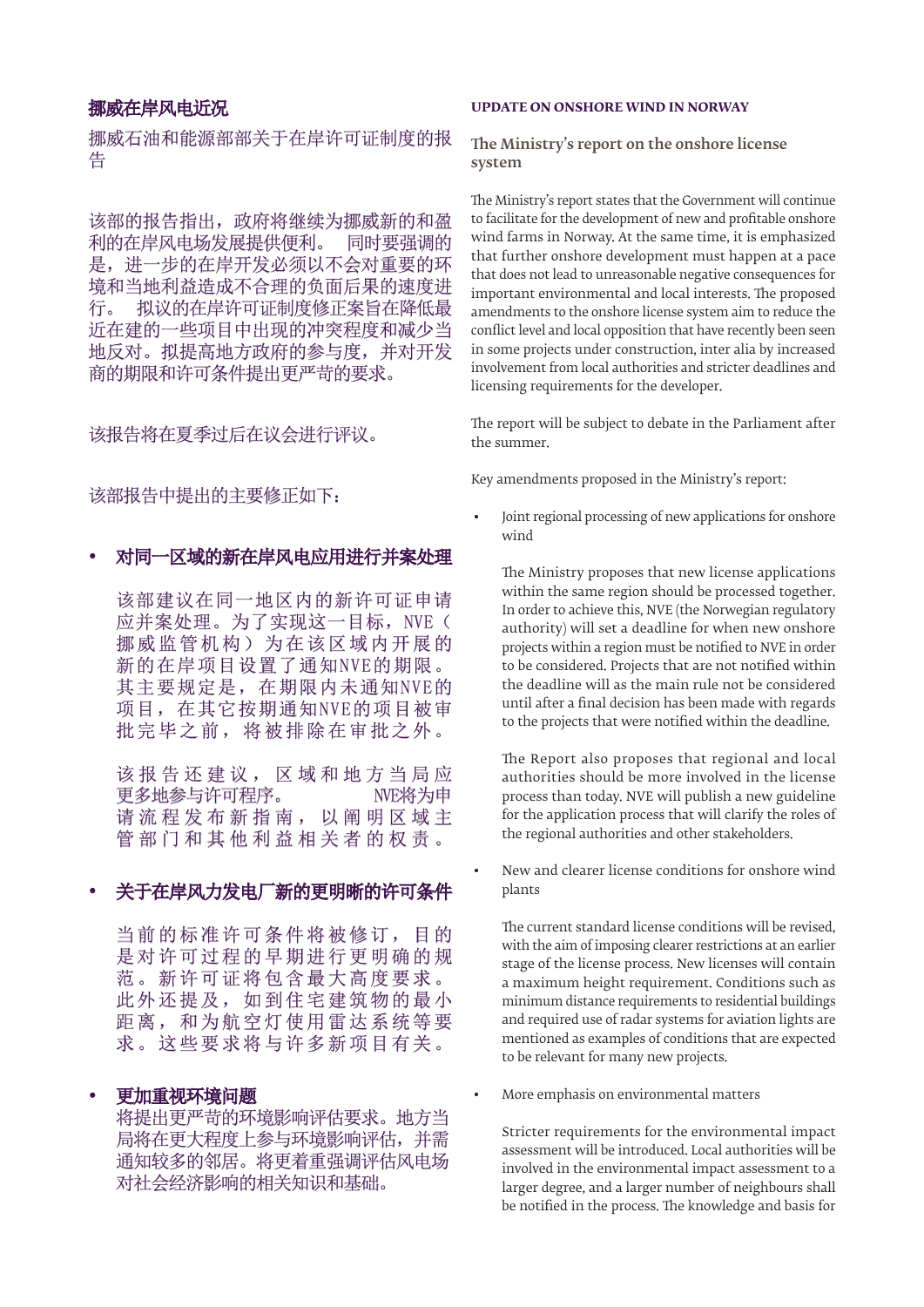## 挪威在岸风电近况

### 挪威石油和能源部部关于在岸许可证制度的报告

该部的报告指出，政府将继续为挪威新的和盈利的在岸风电场发展提供便利。 同时要强调的是，进一步的在岸开发必须以不会对重要的环境和当地利益造成不合理的负面后果的速度进行。 拟议的在岸许可证制度修正案旨在降低最近在建的一些项目中出现的冲突程度和减少当地反对。拟提高地方政府的参与度，并对开发商的期限和许可条件提出更严苛的要求。

该报告将在夏季过后在议会进行评议。

该部报告中提出的主要修正如下：

- **对同一区域的新在岸风电应用进行并案处理**

  该部建议在同一地区内的新许可证申请应并案处理。为了实现这一目标，NVE（挪威监管机构）为在该区域内开展的新的在岸项目设置了通知NVE的期限。其主要规定是，在期限内未通知NVE的项目，在其它按期通知NVE的项目被审批完毕之前，将被排除在审批之外。

  该报告还建议，区域和地方当局应更多地参与许可程序。 NVE将为申请流程发布新指南，以阐明区域主管部门和其他利益相关者的权责。

- **关于在岸风力发电厂新的更明晰的许可条件**

  当前的标准许可条件将被修订，目的是对许可过程的早期进行更明确的规范。新许可证将包含最大高度要求。此外还提及，如到住宅建筑物的最小距离，和为航空灯使用雷达系统等要求。这些要求将与许多新项目有关。

- **更加重视环境问题**

  将提出更严苛的环境影响评估要求。地方当局将在更大程度上参与环境影响评估，并需通知较多的邻居。将更着重强调评估风电场对社会经济影响的相关知识和基础。

## UPDATE ON ONSHORE WIND IN NORWAY

### The Ministry's report on the onshore license system

The Ministry's report states that the Government will continue to facilitate for the development of new and profitable onshore wind farms in Norway. At the same time, it is emphasized that further onshore development must happen at a pace that does not lead to unreasonable negative consequences for important environmental and local interests. The proposed amendments to the onshore license system aim to reduce the conflict level and local opposition that have recently been seen in some projects under construction, inter alia by increased involvement from local authorities and stricter deadlines and licensing requirements for the developer.

The report will be subject to debate in the Parliament after the summer.

Key amendments proposed in the Ministry's report:

- Joint regional processing of new applications for onshore wind

  The Ministry proposes that new license applications within the same region should be processed together. In order to achieve this, NVE (the Norwegian regulatory authority) will set a deadline for when new onshore projects within a region must be notified to NVE in order to be considered. Projects that are not notified within the deadline will as the main rule not be considered until after a final decision has been made with regards to the projects that were notified within the deadline.

  The Report also proposes that regional and local authorities should be more involved in the license process than today. NVE will publish a new guideline for the application process that will clarify the roles of the regional authorities and other stakeholders.

- New and clearer license conditions for onshore wind plants

  The current standard license conditions will be revised, with the aim of imposing clearer restrictions at an earlier stage of the license process. New licenses will contain a maximum height requirement. Conditions such as minimum distance requirements to residential buildings and required use of radar systems for aviation lights are mentioned as examples of conditions that are expected to be relevant for many new projects.

- More emphasis on environmental matters

  Stricter requirements for the environmental impact assessment will be introduced. Local authorities will be involved in the environmental impact assessment to a larger degree, and a larger number of neighbours shall be notified in the process. The knowledge and basis for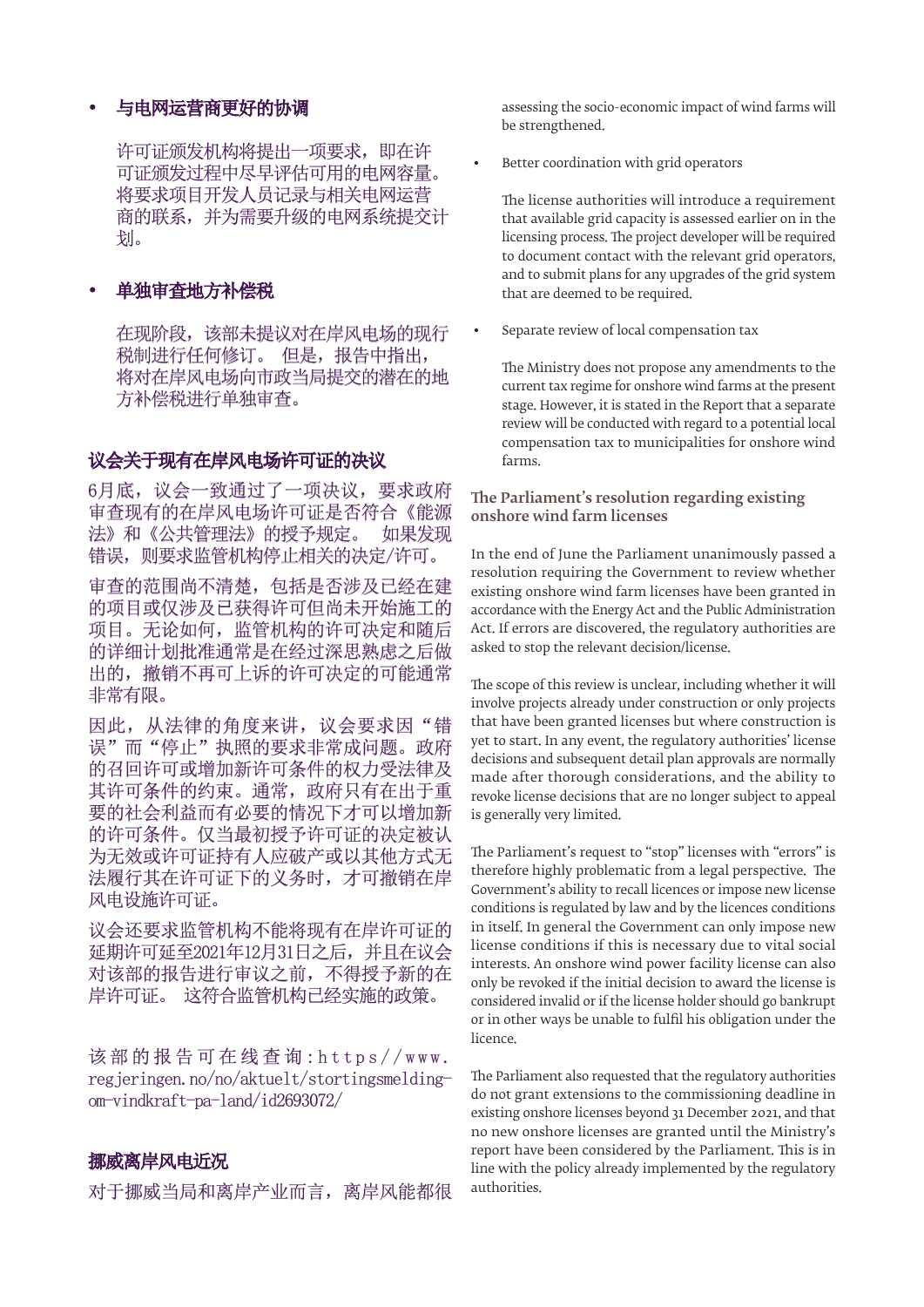- **与电网运营商更好的协调**

  许可证颁发机构将提出一项要求，即在许可证颁发过程中尽早评估可用的电网容量。将要求项目开发人员记录与相关电网运营商的联系，并为需要升级的电网系统提交计划。

- **单独审查地方补偿税**

  在现阶段，该部未提议对在岸风电场的现行税制进行任何修订。 但是，报告中指出，将对在岸风电场向市政当局提交的潜在的地方补偿税进行单独审查。

### 议会关于现有在岸风电场许可证的决议

6月底，议会一致通过了一项决议，要求政府审查现有的在岸风电场许可证是否符合《能源法》和《公共管理法》的授予规定。 如果发现错误，则要求监管机构停止相关的决定/许可。

审查的范围尚不清楚，包括是否涉及已经在建的项目或仅涉及已获得许可但尚未开始施工的项目。无论如何，监管机构的许可决定和随后的详细计划批准通常是在经过深思熟虑之后做出的，撤销不再可上诉的许可决定的可能通常非常有限。

因此，从法律的角度来讲，议会要求因"错误"而"停止"执照的要求非常成问题。政府的召回许可或增加新许可条件的权力受法律及其许可条件的约束。通常，政府只有在出于重要的社会利益而有必要的情况下才可以增加新的许可条件。仅当最初授予许可证的决定被认为无效或许可证持有人应破产或以其他方式无法履行其在许可证下的义务时，才可撤销在岸风电设施许可证。

议会还要求监管机构不能将现有在岸许可证的延期许可延至2021年12月31日之后，并且在议会对该部的报告进行审议之前，不得授予新的在岸许可证。 这符合监管机构已经实施的政策。

该部的报告可在线查询：https//www.regjeringen.no/no/aktuelt/stortingsmelding-om-vindkraft-pa-land/id2693072/

### 挪威离岸风电近况

对于挪威当局和离岸产业而言，离岸风能都很

assessing the socio-economic impact of wind farms will be strengthened.

- Better coordination with grid operators

  The license authorities will introduce a requirement that available grid capacity is assessed earlier on in the licensing process. The project developer will be required to document contact with the relevant grid operators, and to submit plans for any upgrades of the grid system that are deemed to be required.

- Separate review of local compensation tax

  The Ministry does not propose any amendments to the current tax regime for onshore wind farms at the present stage. However, it is stated in the Report that a separate review will be conducted with regard to a potential local compensation tax to municipalities for onshore wind farms.

### The Parliament's resolution regarding existing onshore wind farm licenses

In the end of June the Parliament unanimously passed a resolution requiring the Government to review whether existing onshore wind farm licenses have been granted in accordance with the Energy Act and the Public Administration Act. If errors are discovered, the regulatory authorities are asked to stop the relevant decision/license.

The scope of this review is unclear, including whether it will involve projects already under construction or only projects that have been granted licenses but where construction is yet to start. In any event, the regulatory authorities' license decisions and subsequent detail plan approvals are normally made after thorough considerations, and the ability to revoke license decisions that are no longer subject to appeal is generally very limited.

The Parliament's request to "stop" licenses with "errors" is therefore highly problematic from a legal perspective. The Government's ability to recall licences or impose new license conditions is regulated by law and by the licences conditions in itself. In general the Government can only impose new license conditions if this is necessary due to vital social interests. An onshore wind power facility license can also only be revoked if the initial decision to award the license is considered invalid or if the license holder should go bankrupt or in other ways be unable to fulfil his obligation under the licence.

The Parliament also requested that the regulatory authorities do not grant extensions to the commissioning deadline in existing onshore licenses beyond 31 December 2021, and that no new onshore licenses are granted until the Ministry's report have been considered by the Parliament. This is in line with the policy already implemented by the regulatory authorities.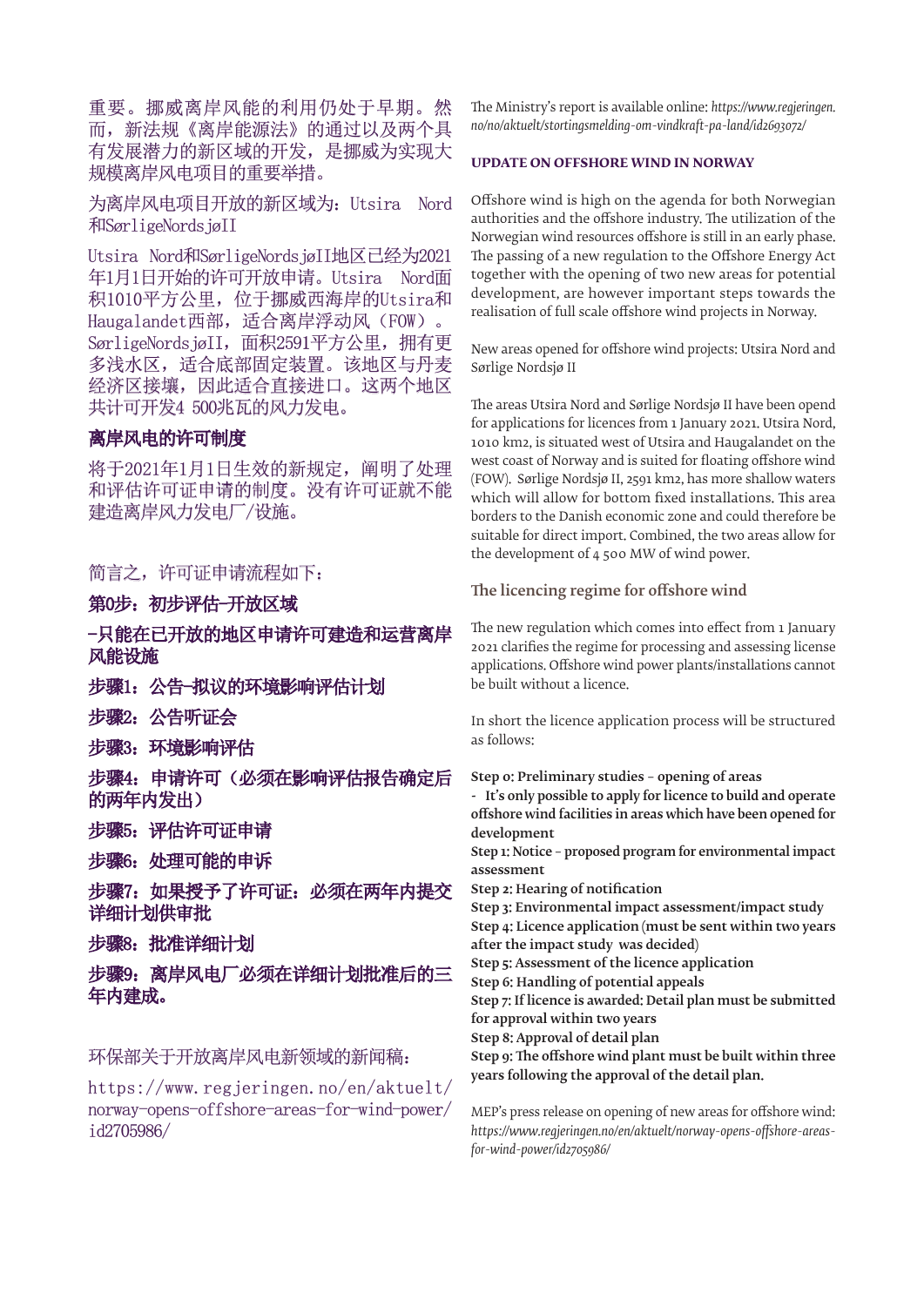重要。挪威离岸风能的利用仍处于早期。然而，新法规《离岸能源法》的通过以及两个具有发展潜力的新区域的开发，是挪威为实现大规模离岸风电项目的重要举措。

为离岸风电项目开放的新区域为：Utsira Nord和SørligeNordsjøII

Utsira Nord和SørligeNordsjøII地区已经为2021年1月1日开始的许可开放申请。Utsira Nord面积1010平方公里，位于挪威西海岸的Utsira和Haugalandet西部，适合离岸浮动风（FOW）。SørligeNordsjøII，面积2591平方公里，拥有更多浅水区，适合底部固定装置。该地区与丹麦经济区接壤，因此适合直接进口。这两个地区共计可开发4 500兆瓦的风力发电。

### 离岸风电的许可制度

将于2021年1月1日生效的新规定，阐明了处理和评估许可证申请的制度。没有许可证就不能建造离岸风力发电厂/设施。

简言之，许可证申请流程如下：

**第0步：初步评估–开放区域**

**–只能在已开放的地区申请许可建造和运营离岸风能设施**

**步骤1：公告–拟议的环境影响评估计划**

**步骤2：公告听证会**

**步骤3：环境影响评估**

**步骤4：申请许可（必须在影响评估报告确定后的两年内发出）**

**步骤5：评估许可证申请**

**步骤6：处理可能的申诉**

**步骤7：如果授予了许可证：必须在两年内提交详细计划供审批**

**步骤8：批准详细计划**

**步骤9：离岸风电厂必须在详细计划批准后的三年内建成。**

环保部关于开放离岸风电新领域的新闻稿：

https://www.regjeringen.no/en/aktuelt/norway-opens-offshore-areas-for-wind-power/id2705986/

The Ministry's report is available online: *https://www.regjeringen.no/no/aktuelt/stortingsmelding-om-vindkraft-pa-land/id2693072/*

### UPDATE ON OFFSHORE WIND IN NORWAY

Offshore wind is high on the agenda for both Norwegian authorities and the offshore industry. The utilization of the Norwegian wind resources offshore is still in an early phase. The passing of a new regulation to the Offshore Energy Act together with the opening of two new areas for potential development, are however important steps towards the realisation of full scale offshore wind projects in Norway.

New areas opened for offshore wind projects: Utsira Nord and Sørlige Nordsjø II

The areas Utsira Nord and Sørlige Nordsjø II have been opend for applications for licences from 1 January 2021. Utsira Nord, 1010 km2, is situated west of Utsira and Haugalandet on the west coast of Norway and is suited for floating offshore wind (FOW). Sørlige Nordsjø II, 2591 km2, has more shallow waters which will allow for bottom fixed installations. This area borders to the Danish economic zone and could therefore be suitable for direct import. Combined, the two areas allow for the development of 4 500 MW of wind power.

### The licencing regime for offshore wind

The new regulation which comes into effect from 1 January 2021 clarifies the regime for processing and assessing license applications. Offshore wind power plants/installations cannot be built without a licence.

In short the licence application process will be structured as follows:

**Step 0: Preliminary studies – opening of areas**
**- It's only possible to apply for licence to build and operate offshore wind facilities in areas which have been opened for development**
**Step 1: Notice – proposed program for environmental impact assessment**
**Step 2: Hearing of notification**
**Step 3: Environmental impact assessment/impact study**
**Step 4: Licence application** (**must be sent within two years after the impact study was decided**)
**Step 5: Assessment of the licence application**
**Step 6: Handling of potential appeals**
**Step 7: If licence is awarded: Detail plan must be submitted for approval within two years**
**Step 8: Approval of detail plan**
**Step 9: The offshore wind plant must be built within three years following the approval of the detail plan.**

MEP's press release on opening of new areas for offshore wind: *https://www.regjeringen.no/en/aktuelt/norway-opens-offshore-areas-for-wind-power/id2705986/*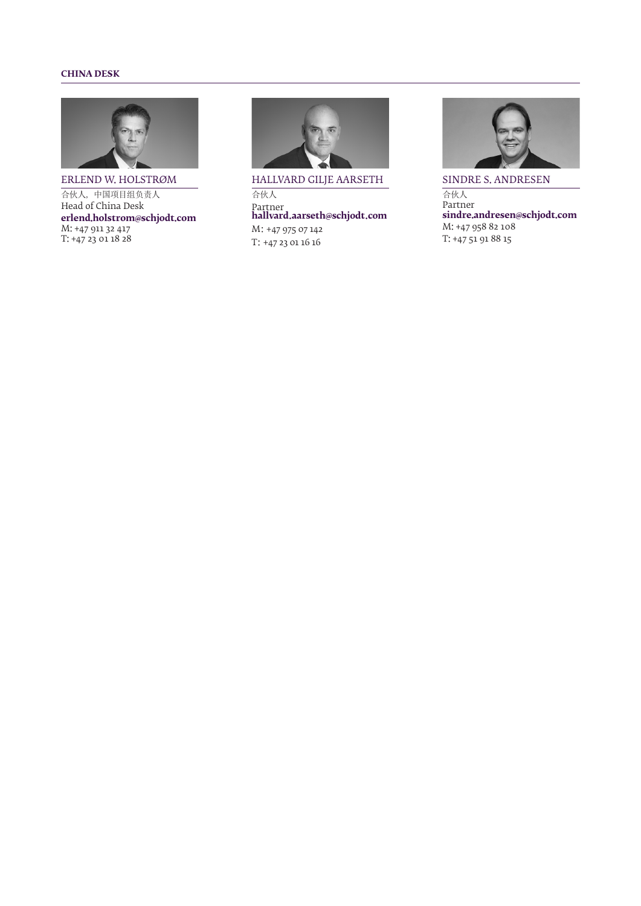**CHINA DESK**

ERLEND W. HOLSTRØM

合伙人，中国项目组负责人
Head of China Desk
**erlend.holstrom@schjodt.com**
M: +47 911 32 417
T: +47 23 01 18 28

HALLVARD GILJE AARSETH

合伙人
Partner
**hallvard.aarseth@schjodt.com**
M: +47 975 07 142
T: +47 23 01 16 16

SINDRE S. ANDRESEN

合伙人
Partner
**sindre.andresen@schjodt.com**
M: +47 958 82 108
T: +47 51 91 88 15